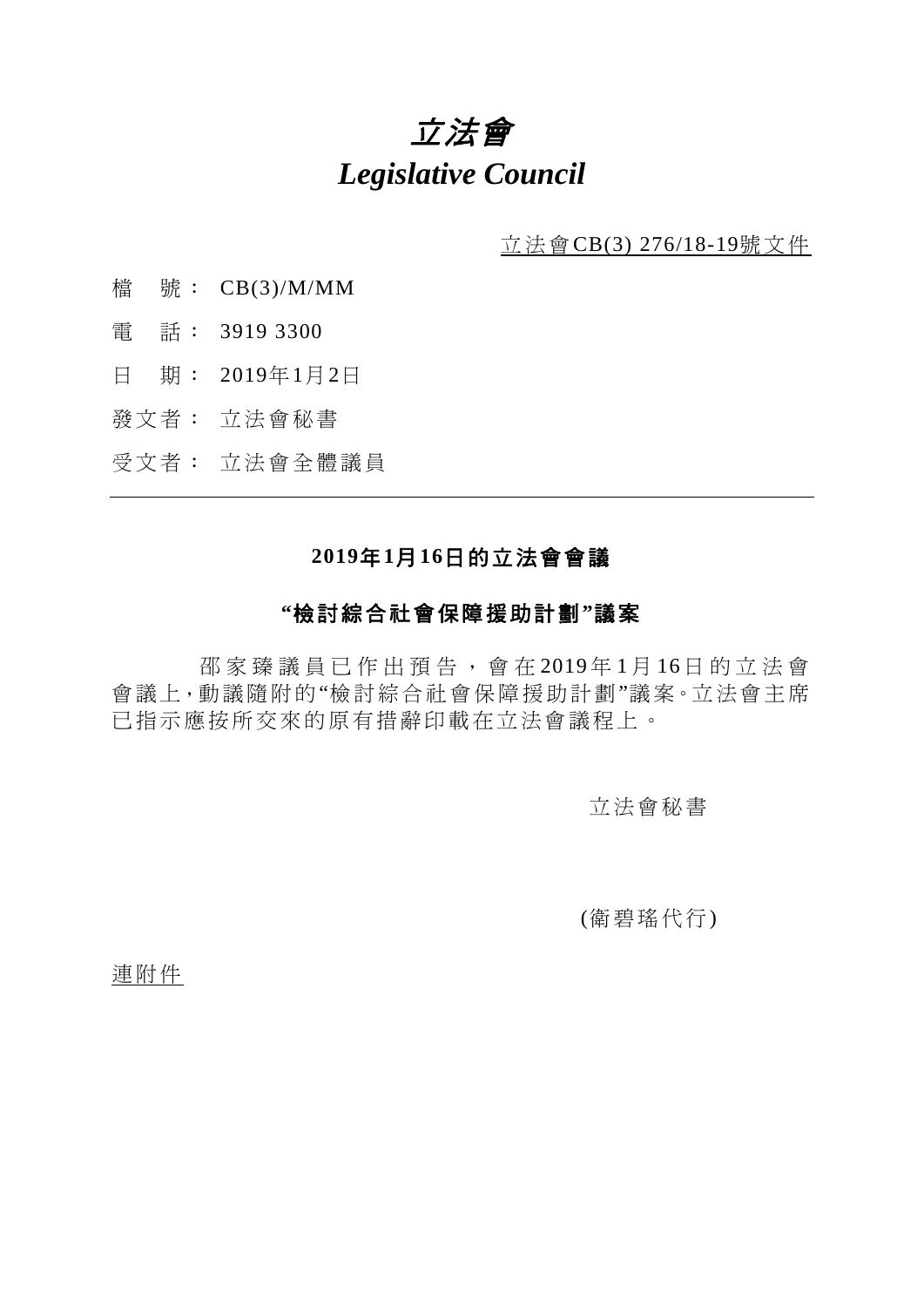# *立法會*
# *Legislative Council*

立法會CB(3) 276/18-19號文件

檔　號： CB(3)/M/MM

電　話： 3919 3300

日　期： 2019年1月2日

發文者： 立法會秘書

受文者： 立法會全體議員

---

**2019年1月16日的立法會會議**

**"檢討綜合社會保障援助計劃"議案**

邵家臻議員已作出預告，會在2019年1月16日的立法會會議上，動議隨附的"檢討綜合社會保障援助計劃"議案。立法會主席已指示應按所交來的原有措辭印載在立法會議程上。

立法會秘書

(衛碧瑤代行)

連附件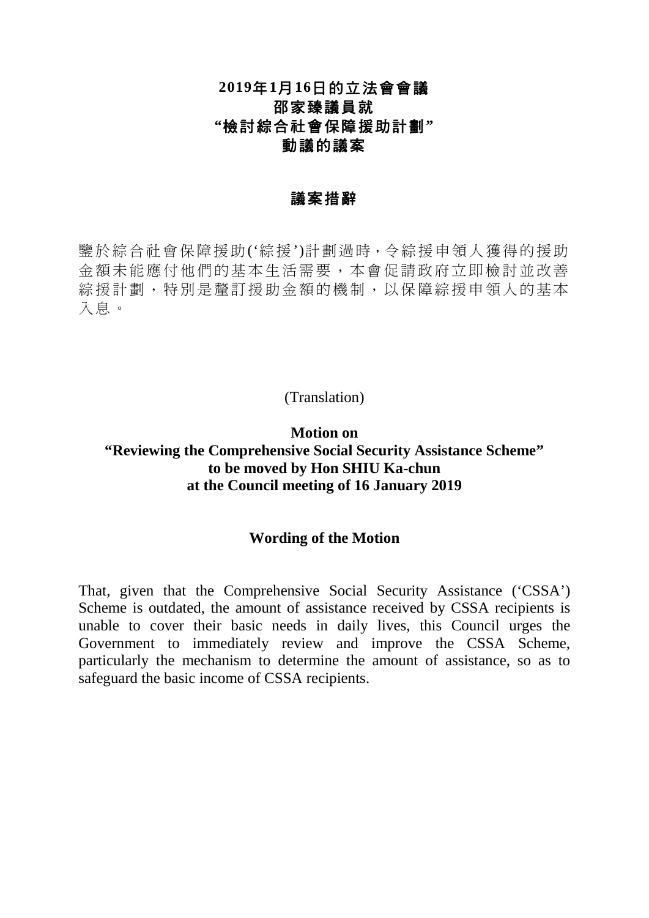# 2019年1月16日的立法會會議
# 邵家臻議員就
# "檢討綜合社會保障援助計劃"
# 動議的議案

## 議案措辭

鑒於綜合社會保障援助('綜援')計劃過時，令綜援申領人獲得的援助金額未能應付他們的基本生活需要，本會促請政府立即檢討並改善綜援計劃，特別是釐訂援助金額的機制，以保障綜援申領人的基本入息。

(Translation)

# Motion on
# "Reviewing the Comprehensive Social Security Assistance Scheme"
# to be moved by Hon SHIU Ka-chun
# at the Council meeting of 16 January 2019

## Wording of the Motion

That, given that the Comprehensive Social Security Assistance ('CSSA') Scheme is outdated, the amount of assistance received by CSSA recipients is unable to cover their basic needs in daily lives, this Council urges the Government to immediately review and improve the CSSA Scheme, particularly the mechanism to determine the amount of assistance, so as to safeguard the basic income of CSSA recipients.